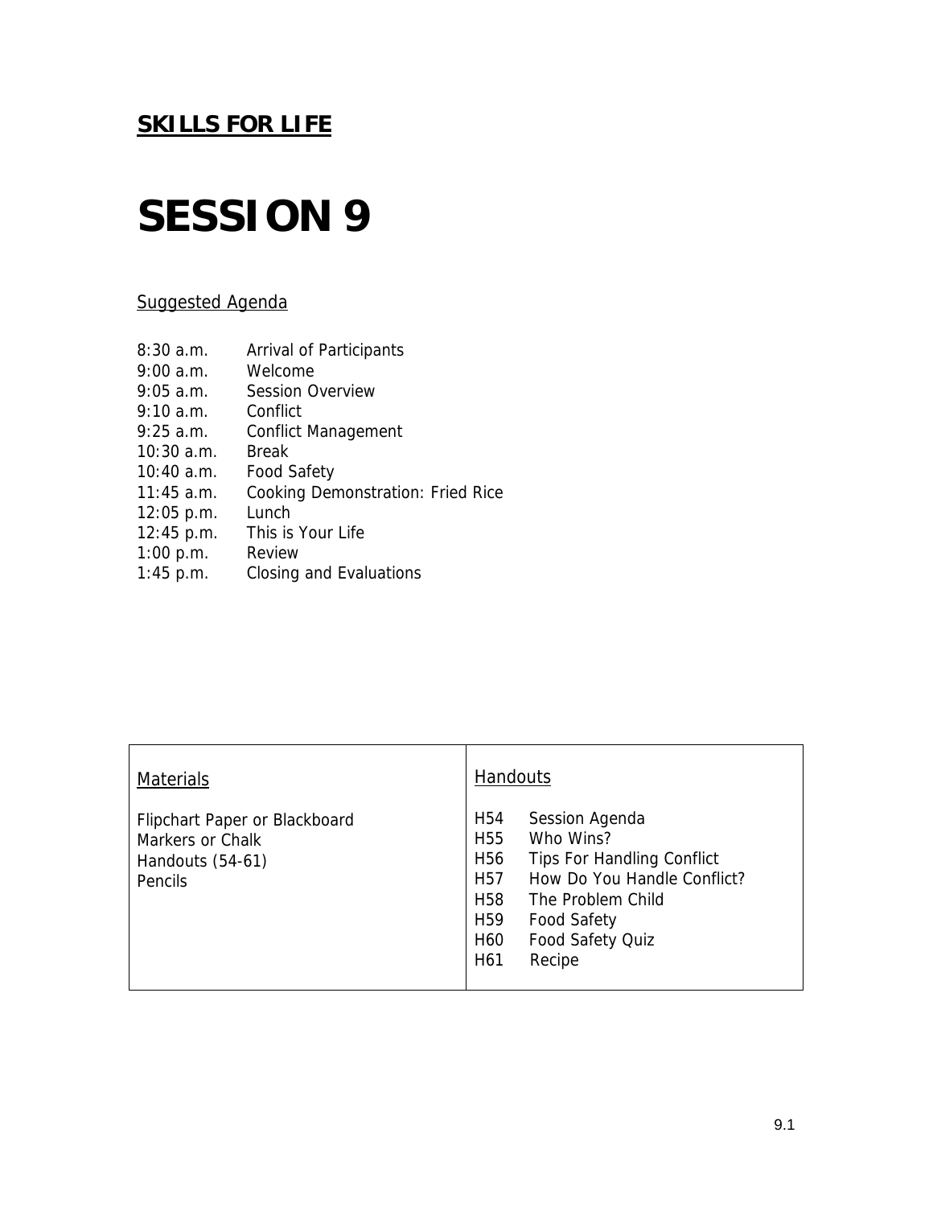**SKILLS FOR LIFE**

# SESSION 9

Suggested Agenda

| | |
|---|---|
| 8:30 a.m. | Arrival of Participants |
| 9:00 a.m. | Welcome |
| 9:05 a.m. | Session Overview |
| 9:10 a.m. | Conflict |
| 9:25 a.m. | Conflict Management |
| 10:30 a.m. | Break |
| 10:40 a.m. | Food Safety |
| 11:45 a.m. | Cooking Demonstration: Fried Rice |
| 12:05 p.m. | Lunch |
| 12:45 p.m. | This is Your Life |
| 1:00 p.m. | Review |
| 1:45 p.m. | Closing and Evaluations |

| Materials | Handouts |
|---|---|
| Flipchart Paper or Blackboard<br>Markers or Chalk<br>Handouts (54-61)<br>Pencils | H54 Session Agenda<br>H55 Who Wins?<br>H56 Tips For Handling Conflict<br>H57 How Do You Handle Conflict?<br>H58 The Problem Child<br>H59 Food Safety<br>H60 Food Safety Quiz<br>H61 Recipe |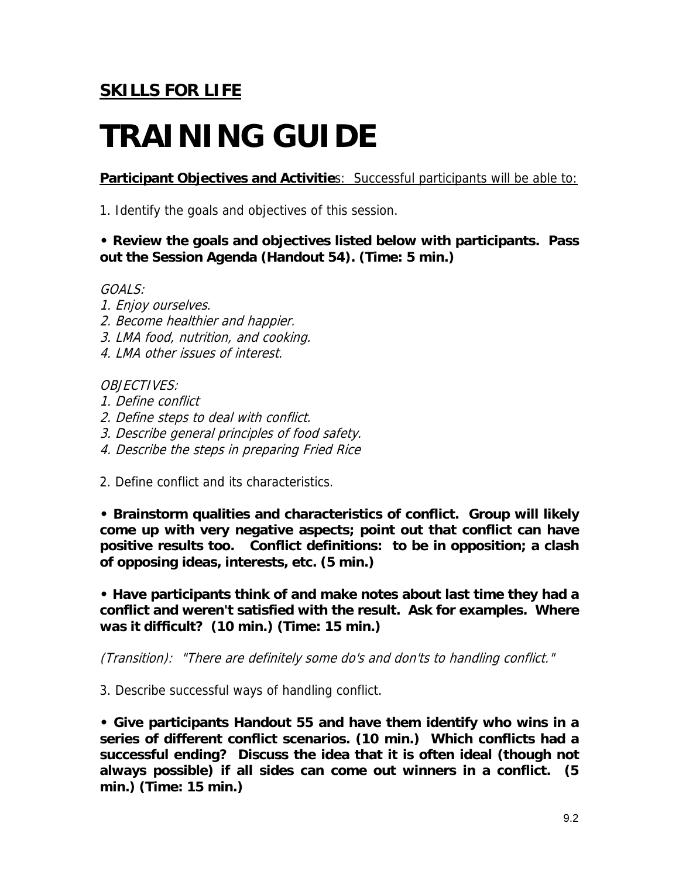**SKILLS FOR LIFE**

# TRAINING GUIDE

**Participant Objectives and Activitie**s: Successful participants will be able to:

1. Identify the goals and objectives of this session.

**• Review the goals and objectives listed below with participants. Pass out the Session Agenda (Handout 54). (Time: 5 min.)**

*GOALS:*
*1. Enjoy ourselves.*
*2. Become healthier and happier.*
*3. LMA food, nutrition, and cooking.*
*4. LMA other issues of interest.*

*OBJECTIVES:*
*1. Define conflict*
*2. Define steps to deal with conflict.*
*3. Describe general principles of food safety.*
*4. Describe the steps in preparing Fried Rice*

2. Define conflict and its characteristics.

**• Brainstorm qualities and characteristics of conflict. Group will likely come up with very negative aspects; point out that conflict can have positive results too. Conflict definitions: to be in opposition; a clash of opposing ideas, interests, etc. (5 min.)**

**• Have participants think of and make notes about last time they had a conflict and weren't satisfied with the result. Ask for examples. Where was it difficult? (10 min.) (Time: 15 min.)**

*(Transition): "There are definitely some do's and don'ts to handling conflict."*

3. Describe successful ways of handling conflict.

**• Give participants Handout 55 and have them identify who wins in a series of different conflict scenarios. (10 min.) Which conflicts had a successful ending? Discuss the idea that it is often ideal (though not always possible) if all sides can come out winners in a conflict. (5 min.) (Time: 15 min.)**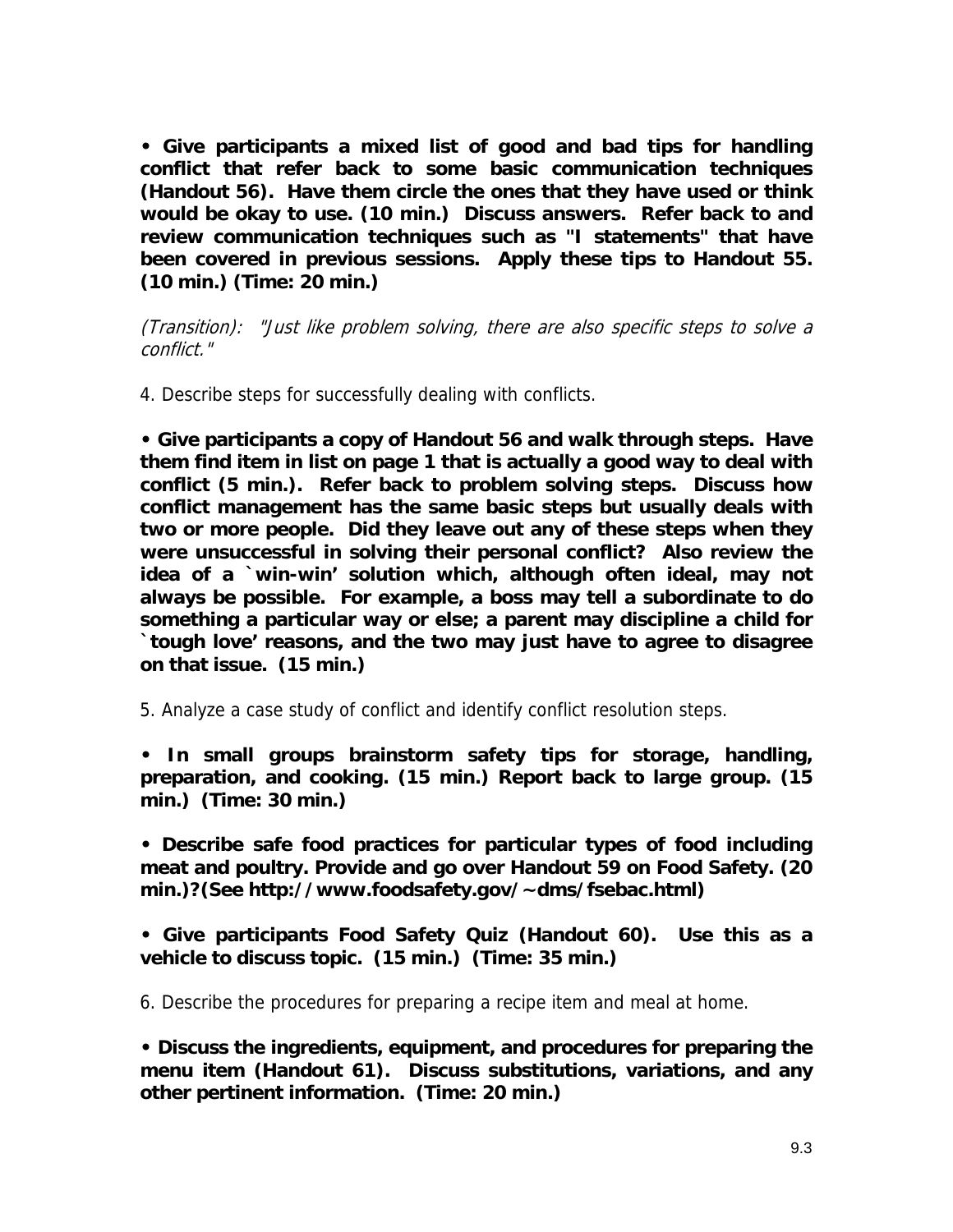**• Give participants a mixed list of good and bad tips for handling conflict that refer back to some basic communication techniques (Handout 56). Have them circle the ones that they have used or think would be okay to use. (10 min.) Discuss answers. Refer back to and review communication techniques such as "I statements" that have been covered in previous sessions. Apply these tips to Handout 55. (10 min.) (Time: 20 min.)**

*(Transition): "Just like problem solving, there are also specific steps to solve a conflict."*

4. Describe steps for successfully dealing with conflicts.

**• Give participants a copy of Handout 56 and walk through steps. Have them find item in list on page 1 that is actually a good way to deal with conflict (5 min.). Refer back to problem solving steps. Discuss how conflict management has the same basic steps but usually deals with two or more people. Did they leave out any of these steps when they were unsuccessful in solving their personal conflict? Also review the idea of a `win-win' solution which, although often ideal, may not always be possible. For example, a boss may tell a subordinate to do something a particular way or else; a parent may discipline a child for `tough love' reasons, and the two may just have to agree to disagree on that issue. (15 min.)**

5. Analyze a case study of conflict and identify conflict resolution steps.

**• In small groups brainstorm safety tips for storage, handling, preparation, and cooking. (15 min.) Report back to large group. (15 min.) (Time: 30 min.)**

**• Describe safe food practices for particular types of food including meat and poultry. Provide and go over Handout 59 on Food Safety. (20 min.)?(See http://www.foodsafety.gov/~dms/fsebac.html)**

**• Give participants Food Safety Quiz (Handout 60). Use this as a vehicle to discuss topic. (15 min.) (Time: 35 min.)**

6. Describe the procedures for preparing a recipe item and meal at home.

**• Discuss the ingredients, equipment, and procedures for preparing the menu item (Handout 61). Discuss substitutions, variations, and any other pertinent information. (Time: 20 min.)**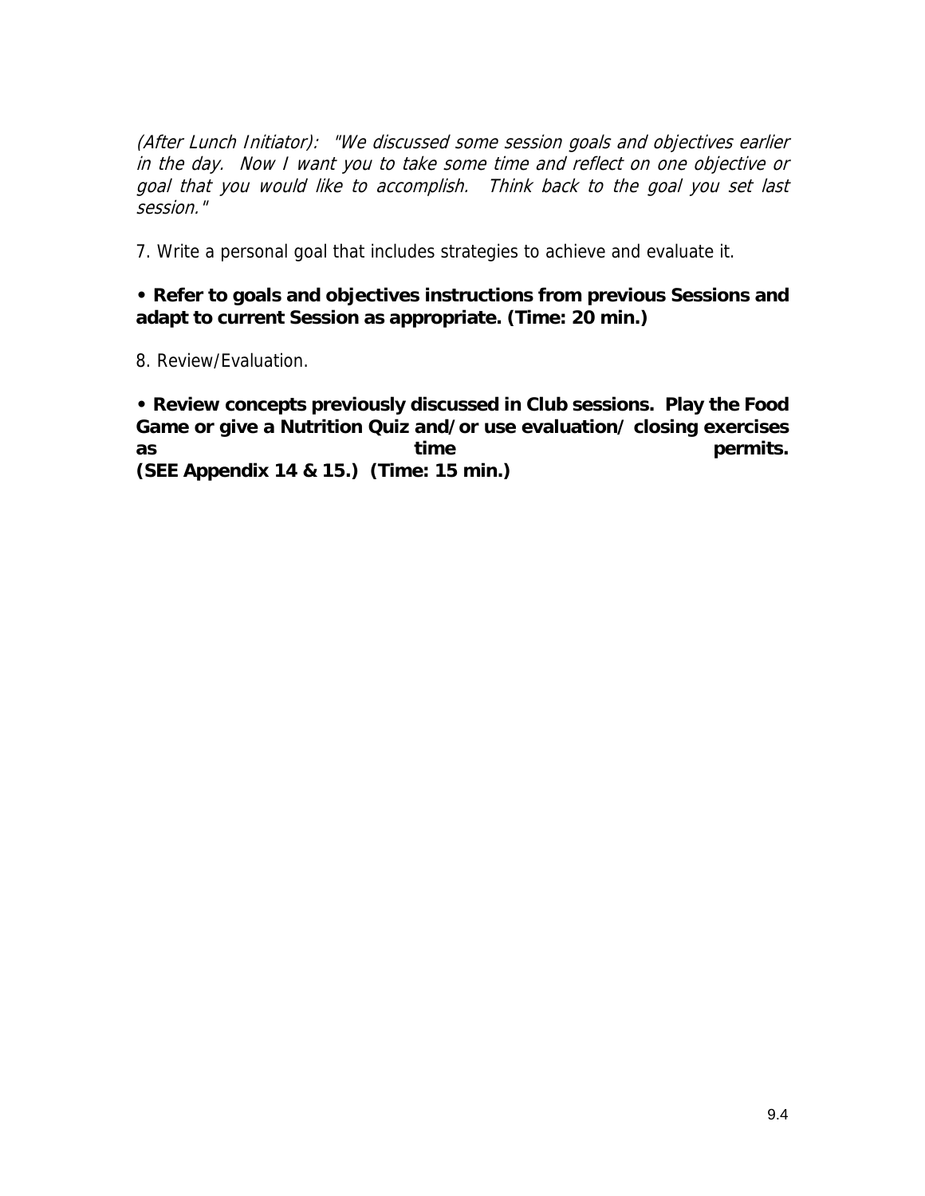*(After Lunch Initiator): "We discussed some session goals and objectives earlier in the day. Now I want you to take some time and reflect on one objective or goal that you would like to accomplish. Think back to the goal you set last session."*

7. Write a personal goal that includes strategies to achieve and evaluate it.

**• Refer to goals and objectives instructions from previous Sessions and adapt to current Session as appropriate. (Time: 20 min.)**

8. Review/Evaluation.

**• Review concepts previously discussed in Club sessions. Play the Food Game or give a Nutrition Quiz and/or use evaluation/ closing exercises as time permits. (SEE Appendix 14 & 15.) (Time: 15 min.)**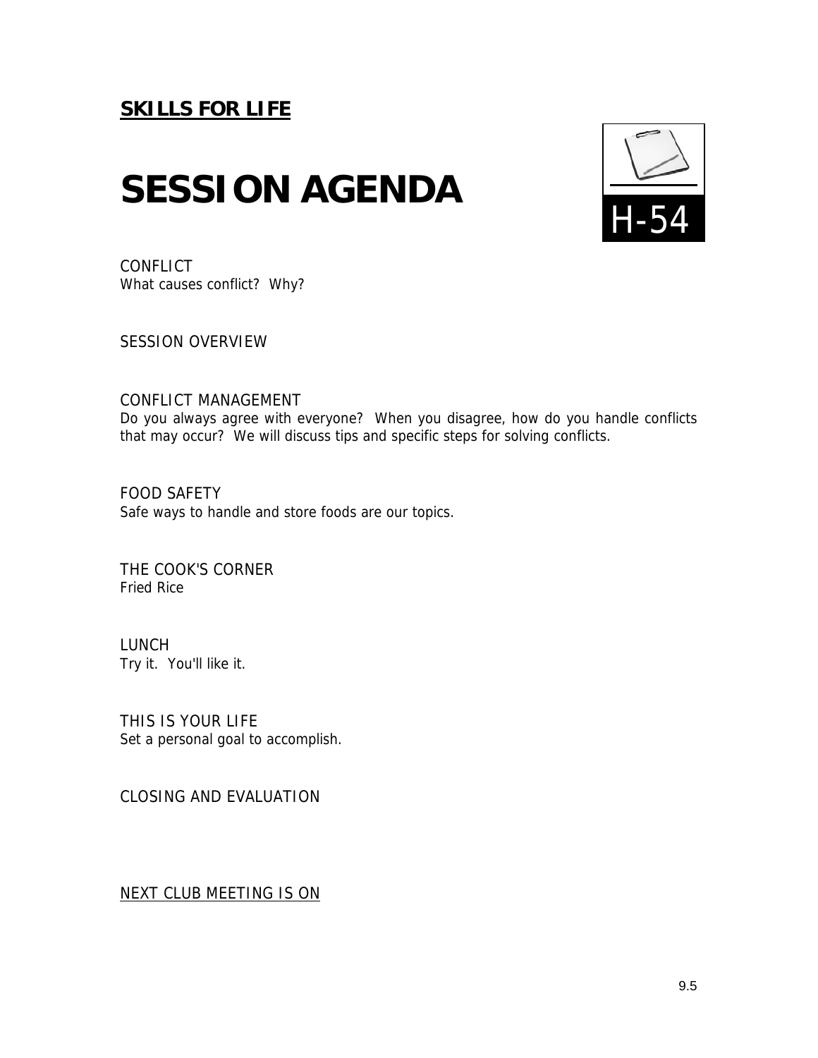**SKILLS FOR LIFE**

# SESSION AGENDA

H-54

CONFLICT
What causes conflict? Why?

SESSION OVERVIEW

CONFLICT MANAGEMENT
Do you always agree with everyone? When you disagree, how do you handle conflicts that may occur? We will discuss tips and specific steps for solving conflicts.

FOOD SAFETY
Safe ways to handle and store foods are our topics.

THE COOK'S CORNER
Fried Rice

LUNCH
Try it. You'll like it.

THIS IS YOUR LIFE
Set a personal goal to accomplish.

CLOSING AND EVALUATION

NEXT CLUB MEETING IS ON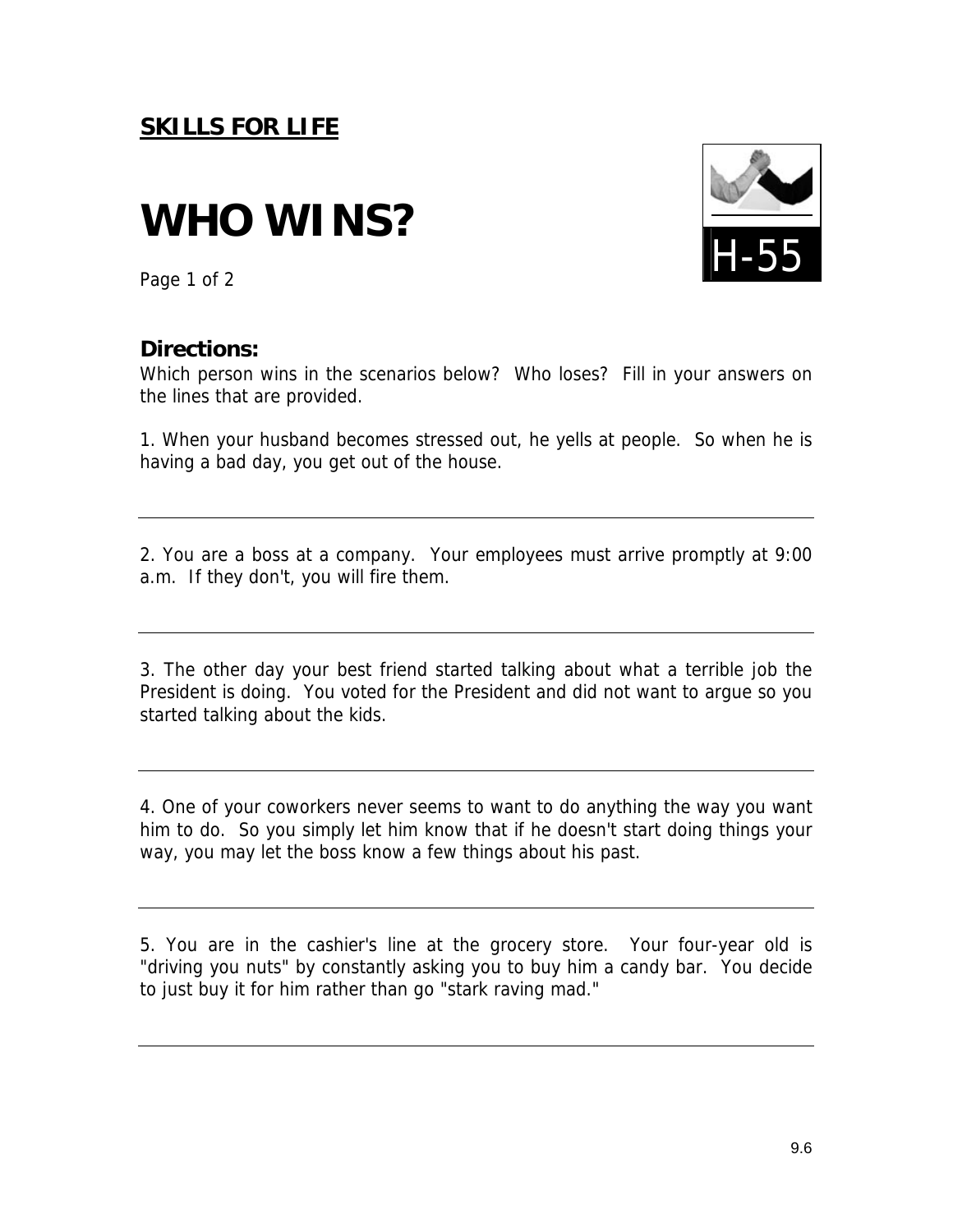**SKILLS FOR LIFE**

# WHO WINS?

H-55

## Directions:

Which person wins in the scenarios below? Who loses? Fill in your answers on the lines that are provided.

1. When your husband becomes stressed out, he yells at people. So when he is having a bad day, you get out of the house.

---

2. You are a boss at a company. Your employees must arrive promptly at 9:00 a.m. If they don't, you will fire them.

---

3. The other day your best friend started talking about what a terrible job the President is doing. You voted for the President and did not want to argue so you started talking about the kids.

---

4. One of your coworkers never seems to want to do anything the way you want him to do. So you simply let him know that if he doesn't start doing things your way, you may let the boss know a few things about his past.

---

5. You are in the cashier's line at the grocery store. Your four-year old is "driving you nuts" by constantly asking you to buy him a candy bar. You decide to just buy it for him rather than go "stark raving mad."

---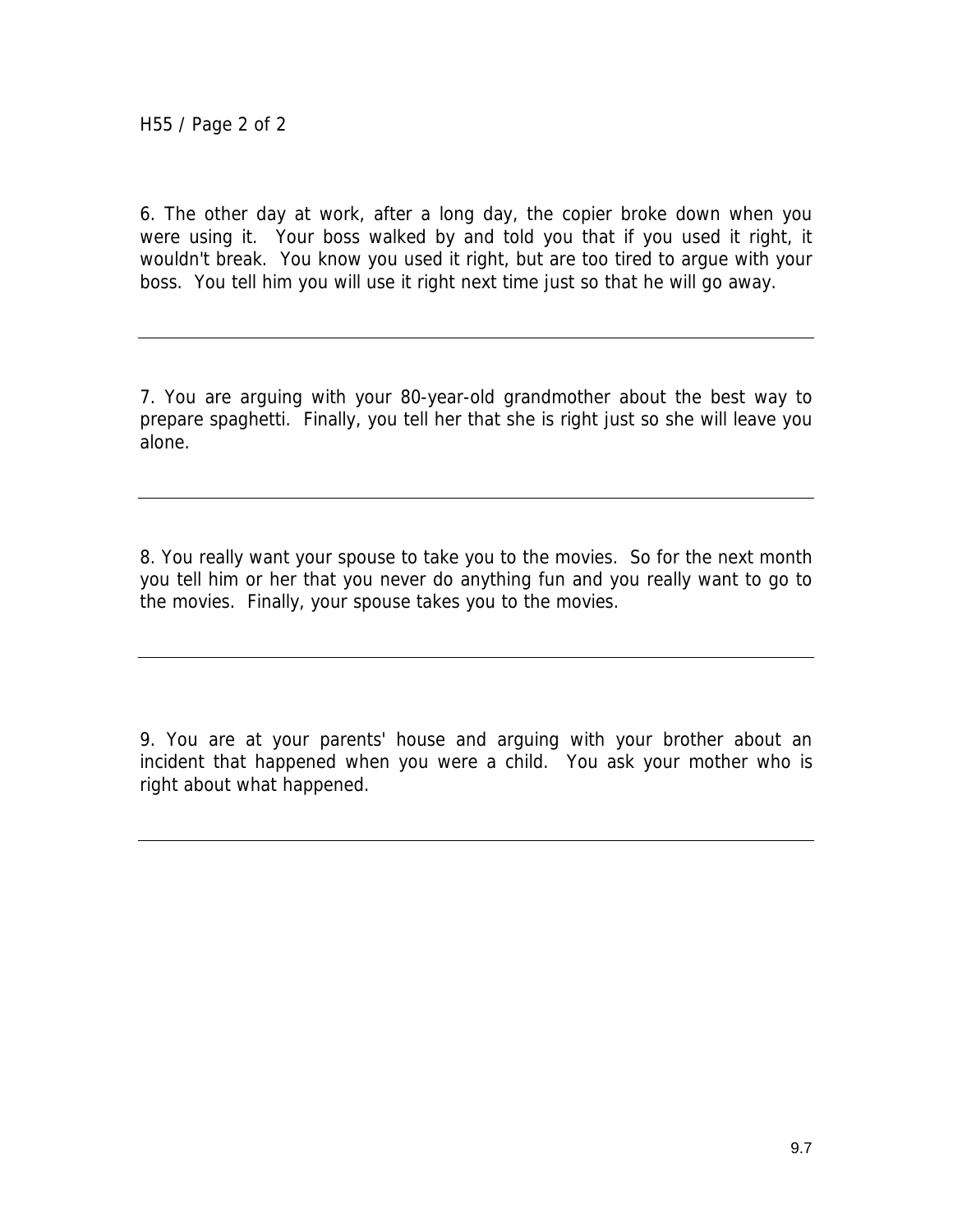6. The other day at work, after a long day, the copier broke down when you were using it. Your boss walked by and told you that if you used it right, it wouldn't break. You know you used it right, but are too tired to argue with your boss. You tell him you will use it right next time just so that he will go away.

---

7. You are arguing with your 80-year-old grandmother about the best way to prepare spaghetti. Finally, you tell her that she is right just so she will leave you alone.

---

8. You really want your spouse to take you to the movies. So for the next month you tell him or her that you never do anything fun and you really want to go to the movies. Finally, your spouse takes you to the movies.

---

9. You are at your parents' house and arguing with your brother about an incident that happened when you were a child. You ask your mother who is right about what happened.

---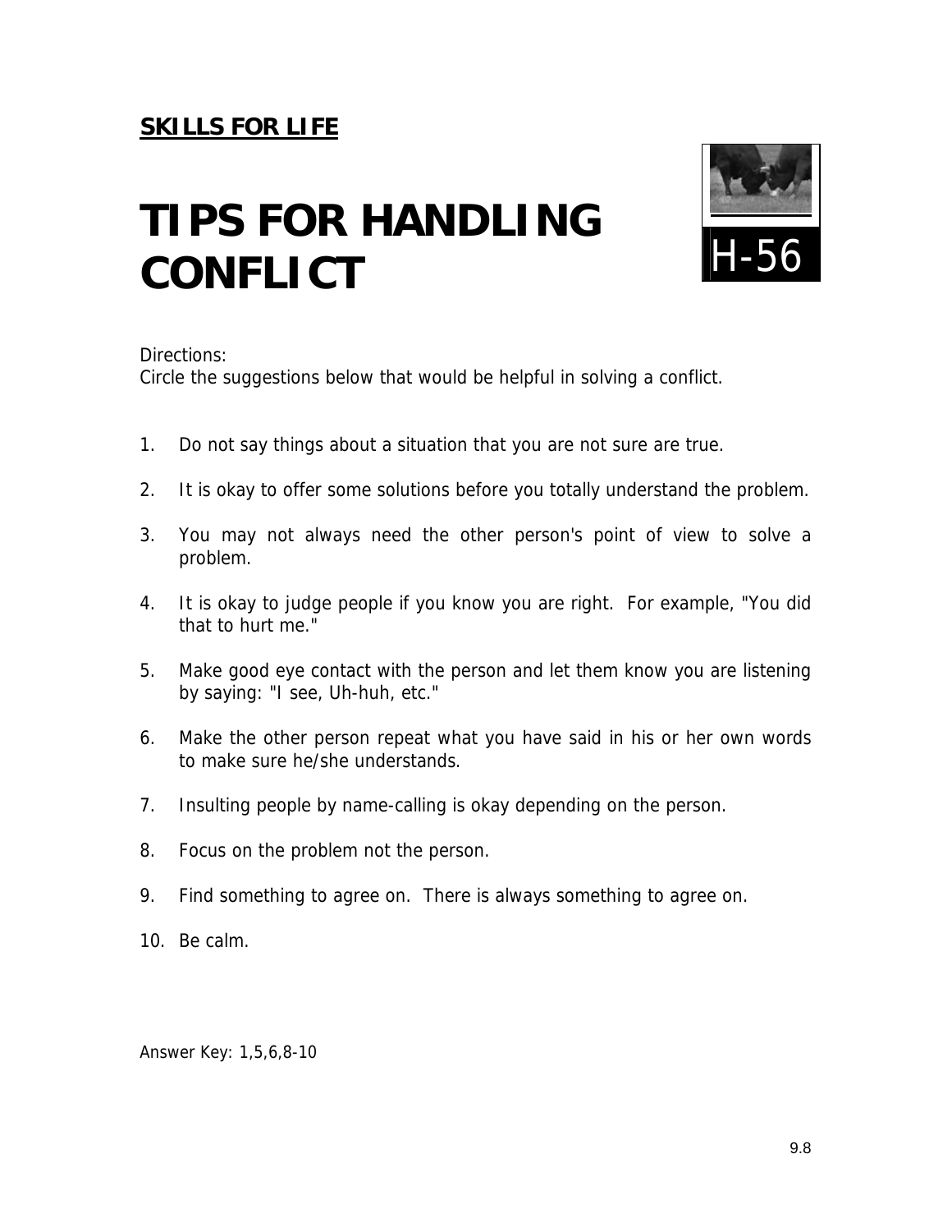**SKILLS FOR LIFE**

# TIPS FOR HANDLING CONFLICT

H-56

Directions:
Circle the suggestions below that would be helpful in solving a conflict.

1. Do not say things about a situation that you are not sure are true.
2. It is okay to offer some solutions before you totally understand the problem.
3. You may not always need the other person's point of view to solve a problem.
4. It is okay to judge people if you know you are right. For example, "You did that to hurt me."
5. Make good eye contact with the person and let them know you are listening by saying: "I see, Uh-huh, etc."
6. Make the other person repeat what you have said in his or her own words to make sure he/she understands.
7. Insulting people by name-calling is okay depending on the person.
8. Focus on the problem not the person.
9. Find something to agree on. There is always something to agree on.
10. Be calm.

Answer Key: 1,5,6,8-10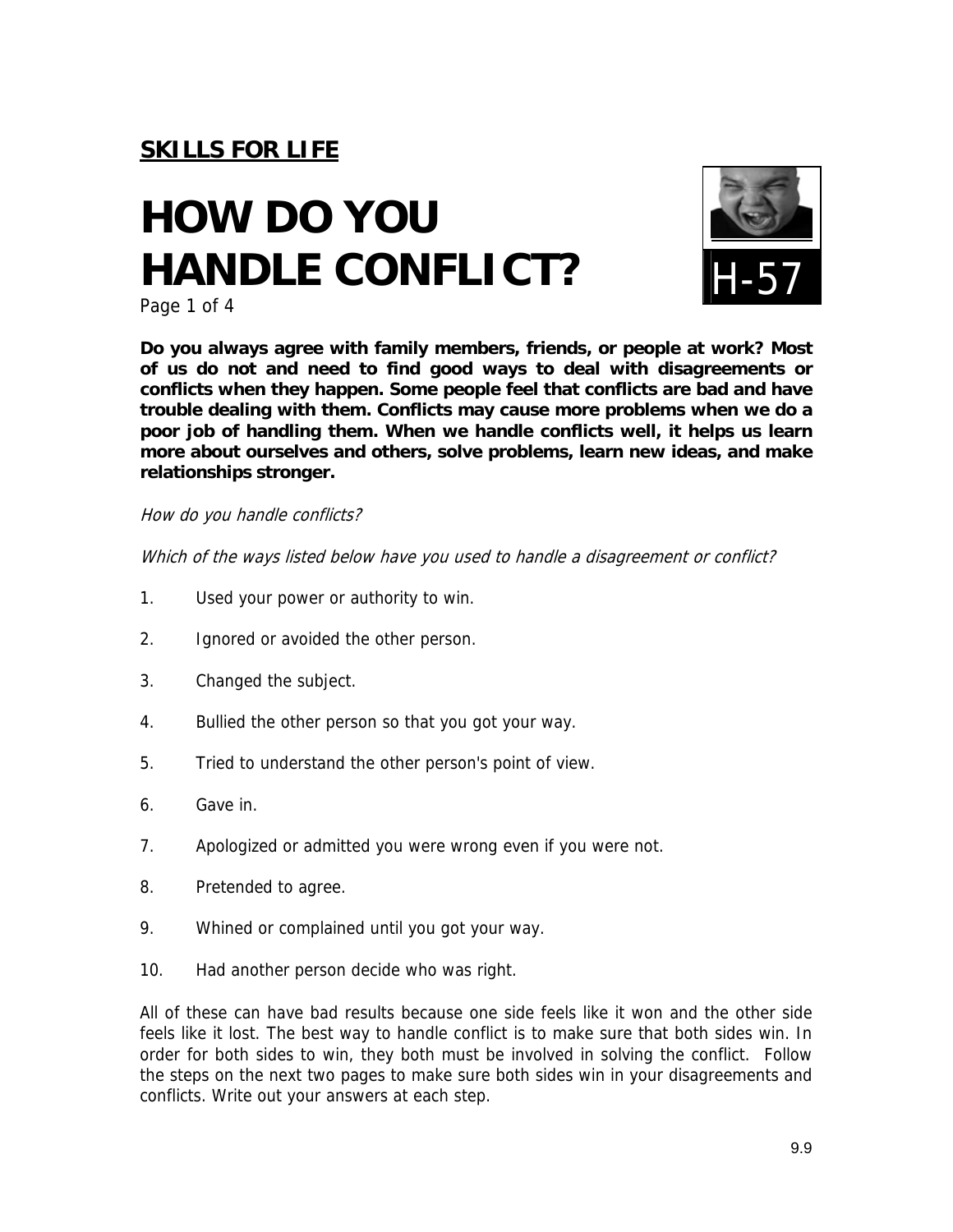**SKILLS FOR LIFE**

# HOW DO YOU HANDLE CONFLICT?

H-57

**Do you always agree with family members, friends, or people at work? Most of us do not and need to find good ways to deal with disagreements or conflicts when they happen. Some people feel that conflicts are bad and have trouble dealing with them. Conflicts may cause more problems when we do a poor job of handling them. When we handle conflicts well, it helps us learn more about ourselves and others, solve problems, learn new ideas, and make relationships stronger.**

*How do you handle conflicts?*

*Which of the ways listed below have you used to handle a disagreement or conflict?*

1. Used your power or authority to win.
2. Ignored or avoided the other person.
3. Changed the subject.
4. Bullied the other person so that you got your way.
5. Tried to understand the other person's point of view.
6. Gave in.
7. Apologized or admitted you were wrong even if you were not.
8. Pretended to agree.
9. Whined or complained until you got your way.
10. Had another person decide who was right.

All of these can have bad results because one side feels like it won and the other side feels like it lost. The best way to handle conflict is to make sure that both sides win. In order for both sides to win, they both must be involved in solving the conflict. Follow the steps on the next two pages to make sure both sides win in your disagreements and conflicts. Write out your answers at each step.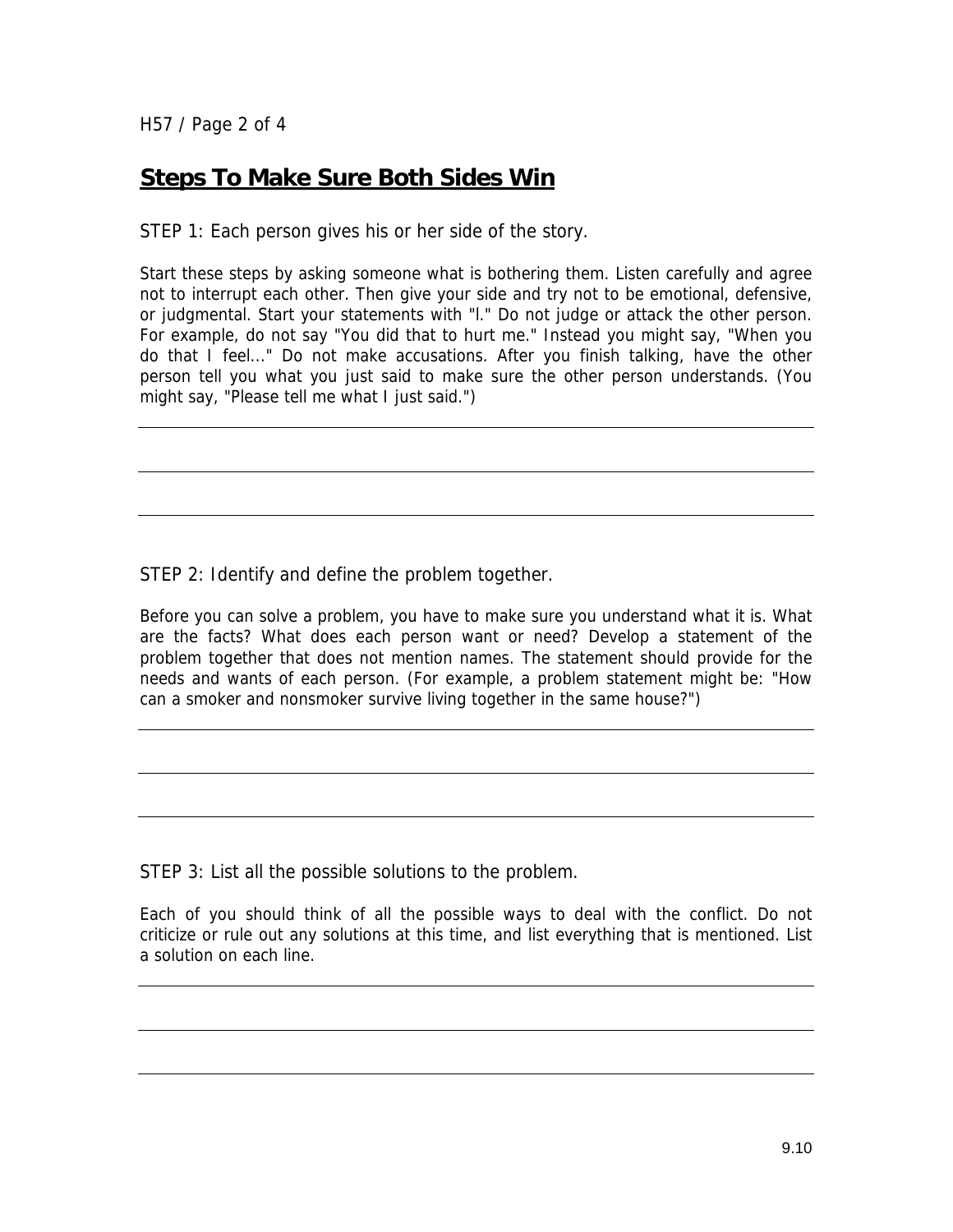## Steps To Make Sure Both Sides Win

STEP 1: Each person gives his or her side of the story.

Start these steps by asking someone what is bothering them. Listen carefully and agree not to interrupt each other. Then give your side and try not to be emotional, defensive, or judgmental. Start your statements with "I." Do not judge or attack the other person. For example, do not say "You did that to hurt me." Instead you might say, "When you do that I feel..." Do not make accusations. After you finish talking, have the other person tell you what you just said to make sure the other person understands. (You might say, "Please tell me what I just said.")

_______________________________________________

_______________________________________________

_______________________________________________

STEP 2: Identify and define the problem together.

Before you can solve a problem, you have to make sure you understand what it is. What are the facts? What does each person want or need? Develop a statement of the problem together that does not mention names. The statement should provide for the needs and wants of each person. (For example, a problem statement might be: "How can a smoker and nonsmoker survive living together in the same house?")

_______________________________________________

_______________________________________________

_______________________________________________

STEP 3: List all the possible solutions to the problem.

Each of you should think of all the possible ways to deal with the conflict. Do not criticize or rule out any solutions at this time, and list everything that is mentioned. List a solution on each line.

_______________________________________________

_______________________________________________

_______________________________________________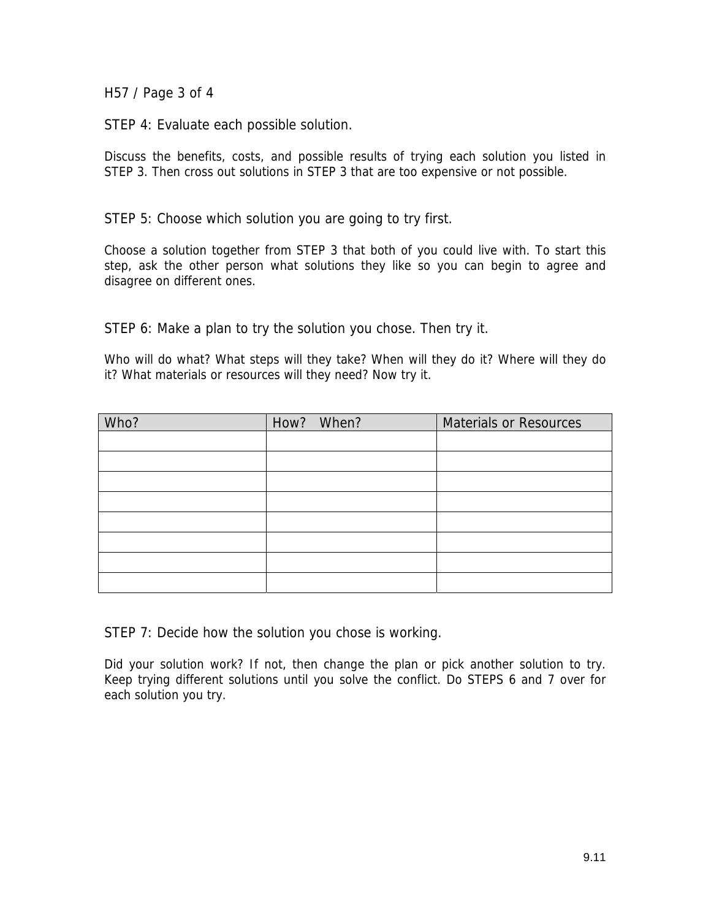## STEP 4: Evaluate each possible solution.

Discuss the benefits, costs, and possible results of trying each solution you listed in STEP 3. Then cross out solutions in STEP 3 that are too expensive or not possible.

## STEP 5: Choose which solution you are going to try first.

Choose a solution together from STEP 3 that both of you could live with. To start this step, ask the other person what solutions they like so you can begin to agree and disagree on different ones.

## STEP 6: Make a plan to try the solution you chose. Then try it.

Who will do what? What steps will they take? When will they do it? Where will they do it? What materials or resources will they need? Now try it.

| Who? | How? When? | Materials or Resources |
|---|---|---|
| | | |
| | | |
| | | |
| | | |
| | | |
| | | |
| | | |
| | | |

## STEP 7: Decide how the solution you chose is working.

Did your solution work? If not, then change the plan or pick another solution to try. Keep trying different solutions until you solve the conflict. Do STEPS 6 and 7 over for each solution you try.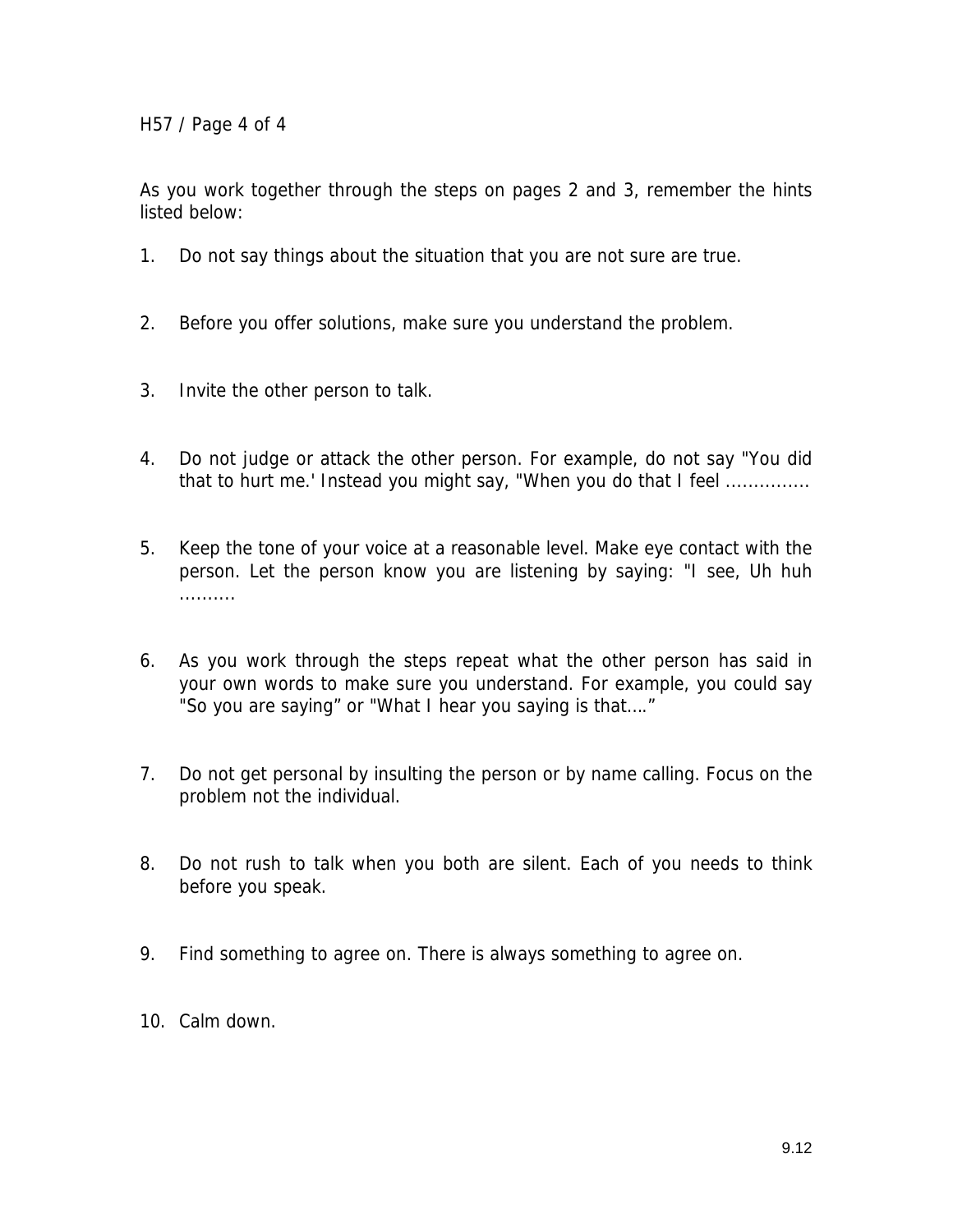As you work together through the steps on pages 2 and 3, remember the hints listed below:

1. Do not say things about the situation that you are not sure are true.

2. Before you offer solutions, make sure you understand the problem.

3. Invite the other person to talk.

4. Do not judge or attack the other person. For example, do not say "You did that to hurt me.' Instead you might say, "When you do that I feel ...............

5. Keep the tone of your voice at a reasonable level. Make eye contact with the person. Let the person know you are listening by saying: "I see, Uh huh ..........

6. As you work through the steps repeat what the other person has said in your own words to make sure you understand. For example, you could say "So you are saying" or "What I hear you saying is that...."

7. Do not get personal by insulting the person or by name calling. Focus on the problem not the individual.

8. Do not rush to talk when you both are silent. Each of you needs to think before you speak.

9. Find something to agree on. There is always something to agree on.

10. Calm down.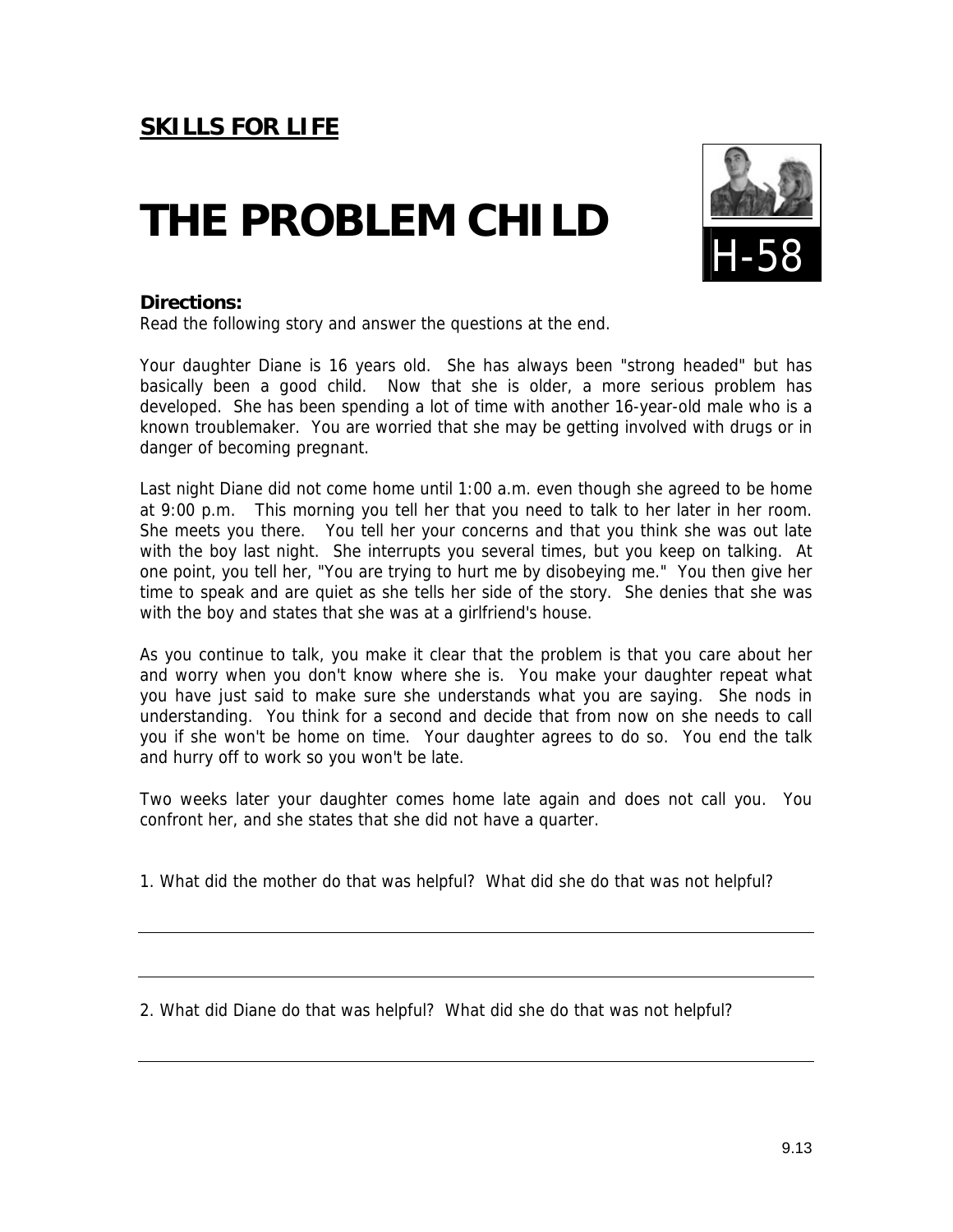**SKILLS FOR LIFE**

# THE PROBLEM CHILD

H-58

**Directions:**
Read the following story and answer the questions at the end.

Your daughter Diane is 16 years old. She has always been "strong headed" but has basically been a good child. Now that she is older, a more serious problem has developed. She has been spending a lot of time with another 16-year-old male who is a known troublemaker. You are worried that she may be getting involved with drugs or in danger of becoming pregnant.

Last night Diane did not come home until 1:00 a.m. even though she agreed to be home at 9:00 p.m. This morning you tell her that you need to talk to her later in her room. She meets you there. You tell her your concerns and that you think she was out late with the boy last night. She interrupts you several times, but you keep on talking. At one point, you tell her, "You are trying to hurt me by disobeying me." You then give her time to speak and are quiet as she tells her side of the story. She denies that she was with the boy and states that she was at a girlfriend's house.

As you continue to talk, you make it clear that the problem is that you care about her and worry when you don't know where she is. You make your daughter repeat what you have just said to make sure she understands what you are saying. She nods in understanding. You think for a second and decide that from now on she needs to call you if she won't be home on time. Your daughter agrees to do so. You end the talk and hurry off to work so you won't be late.

Two weeks later your daughter comes home late again and does not call you. You confront her, and she states that she did not have a quarter.

1. What did the mother do that was helpful? What did she do that was not helpful?

_______________________________________________

_______________________________________________

2. What did Diane do that was helpful? What did she do that was not helpful?

_______________________________________________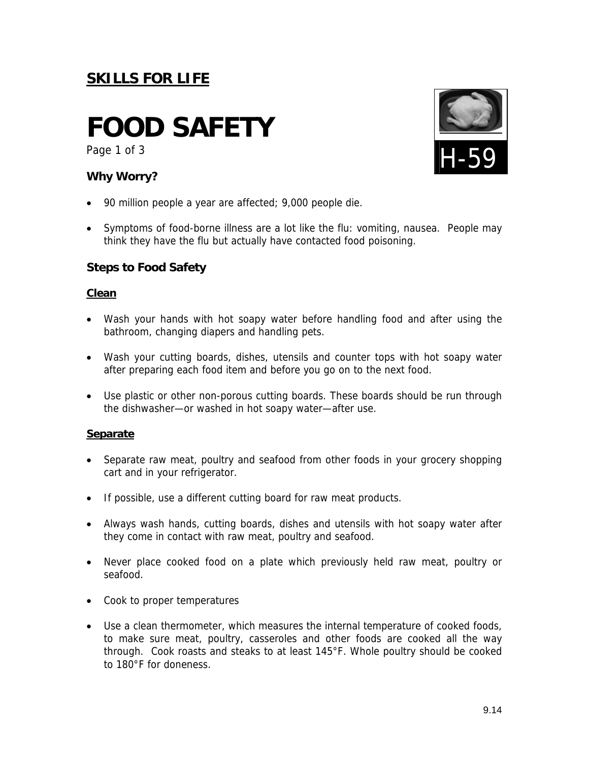**SKILLS FOR LIFE**

# FOOD SAFETY

Page 1 of 3

H-59

### Why Worry?

- 90 million people a year are affected; 9,000 people die.
- Symptoms of food-borne illness are a lot like the flu: vomiting, nausea. People may think they have the flu but actually have contacted food poisoning.

### Steps to Food Safety

**Clean**

- Wash your hands with hot soapy water before handling food and after using the bathroom, changing diapers and handling pets.
- Wash your cutting boards, dishes, utensils and counter tops with hot soapy water after preparing each food item and before you go on to the next food.
- Use plastic or other non-porous cutting boards. These boards should be run through the dishwasher—or washed in hot soapy water—after use.

**Separate**

- Separate raw meat, poultry and seafood from other foods in your grocery shopping cart and in your refrigerator.
- If possible, use a different cutting board for raw meat products.
- Always wash hands, cutting boards, dishes and utensils with hot soapy water after they come in contact with raw meat, poultry and seafood.
- Never place cooked food on a plate which previously held raw meat, poultry or seafood.
- Cook to proper temperatures
- Use a clean thermometer, which measures the internal temperature of cooked foods, to make sure meat, poultry, casseroles and other foods are cooked all the way through. Cook roasts and steaks to at least 145°F. Whole poultry should be cooked to 180°F for doneness.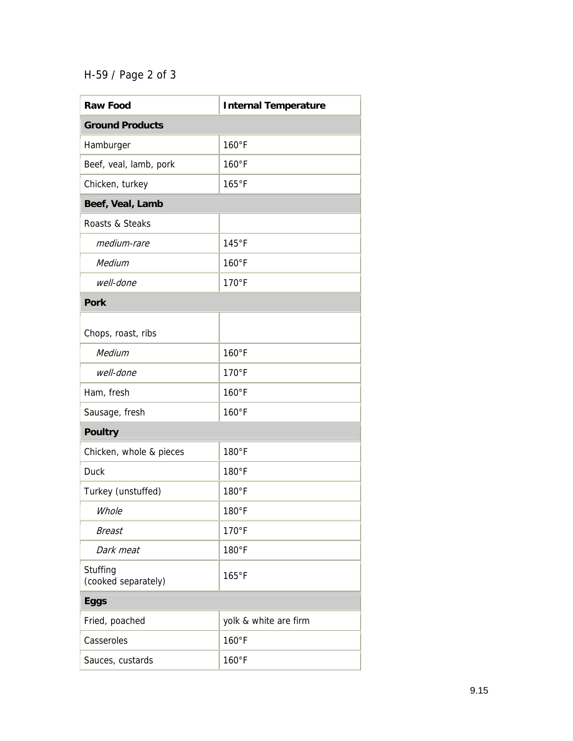| Raw Food | Internal Temperature |
|---|---|
| **Ground Products** | |
| Hamburger | 160°F |
| Beef, veal, lamb, pork | 160°F |
| Chicken, turkey | 165°F |
| **Beef, Veal, Lamb** | |
| Roasts & Steaks | |
| *medium-rare* | 145°F |
| *Medium* | 160°F |
| *well-done* | 170°F |
| **Pork** | |
| Chops, roast, ribs | |
| *Medium* | 160°F |
| *well-done* | 170°F |
| Ham, fresh | 160°F |
| Sausage, fresh | 160°F |
| **Poultry** | |
| Chicken, whole & pieces | 180°F |
| Duck | 180°F |
| Turkey (unstuffed) | 180°F |
| *Whole* | 180°F |
| *Breast* | 170°F |
| *Dark meat* | 180°F |
| Stuffing (cooked separately) | 165°F |
| **Eggs** | |
| Fried, poached | yolk & white are firm |
| Casseroles | 160°F |
| Sauces, custards | 160°F |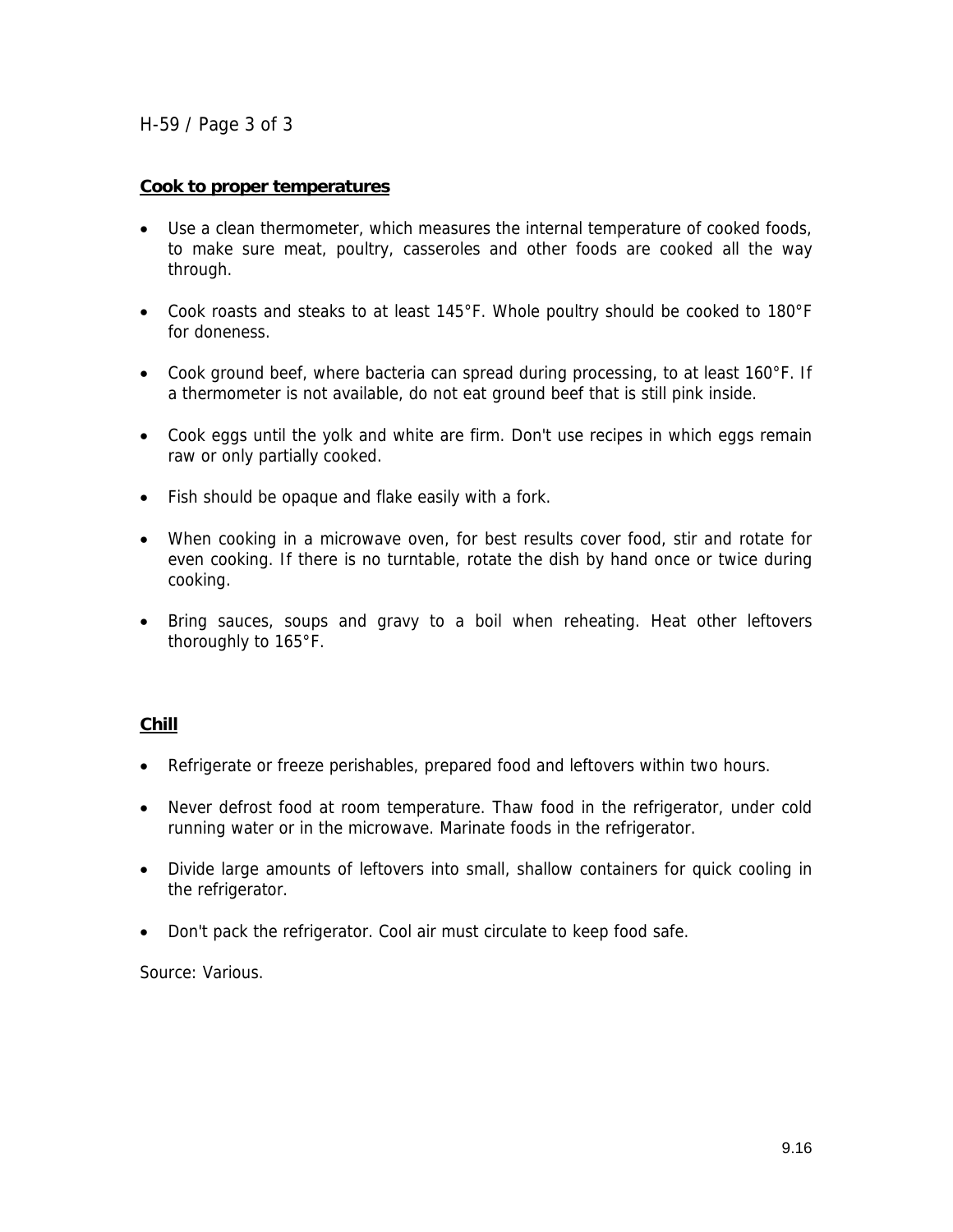**Cook to proper temperatures**

- Use a clean thermometer, which measures the internal temperature of cooked foods, to make sure meat, poultry, casseroles and other foods are cooked all the way through.
- Cook roasts and steaks to at least 145°F. Whole poultry should be cooked to 180°F for doneness.
- Cook ground beef, where bacteria can spread during processing, to at least 160°F. If a thermometer is not available, do not eat ground beef that is still pink inside.
- Cook eggs until the yolk and white are firm. Don't use recipes in which eggs remain raw or only partially cooked.
- Fish should be opaque and flake easily with a fork.
- When cooking in a microwave oven, for best results cover food, stir and rotate for even cooking. If there is no turntable, rotate the dish by hand once or twice during cooking.
- Bring sauces, soups and gravy to a boil when reheating. Heat other leftovers thoroughly to 165°F.

**Chill**

- Refrigerate or freeze perishables, prepared food and leftovers within two hours.
- Never defrost food at room temperature. Thaw food in the refrigerator, under cold running water or in the microwave. Marinate foods in the refrigerator.
- Divide large amounts of leftovers into small, shallow containers for quick cooling in the refrigerator.
- Don't pack the refrigerator. Cool air must circulate to keep food safe.

Source: Various.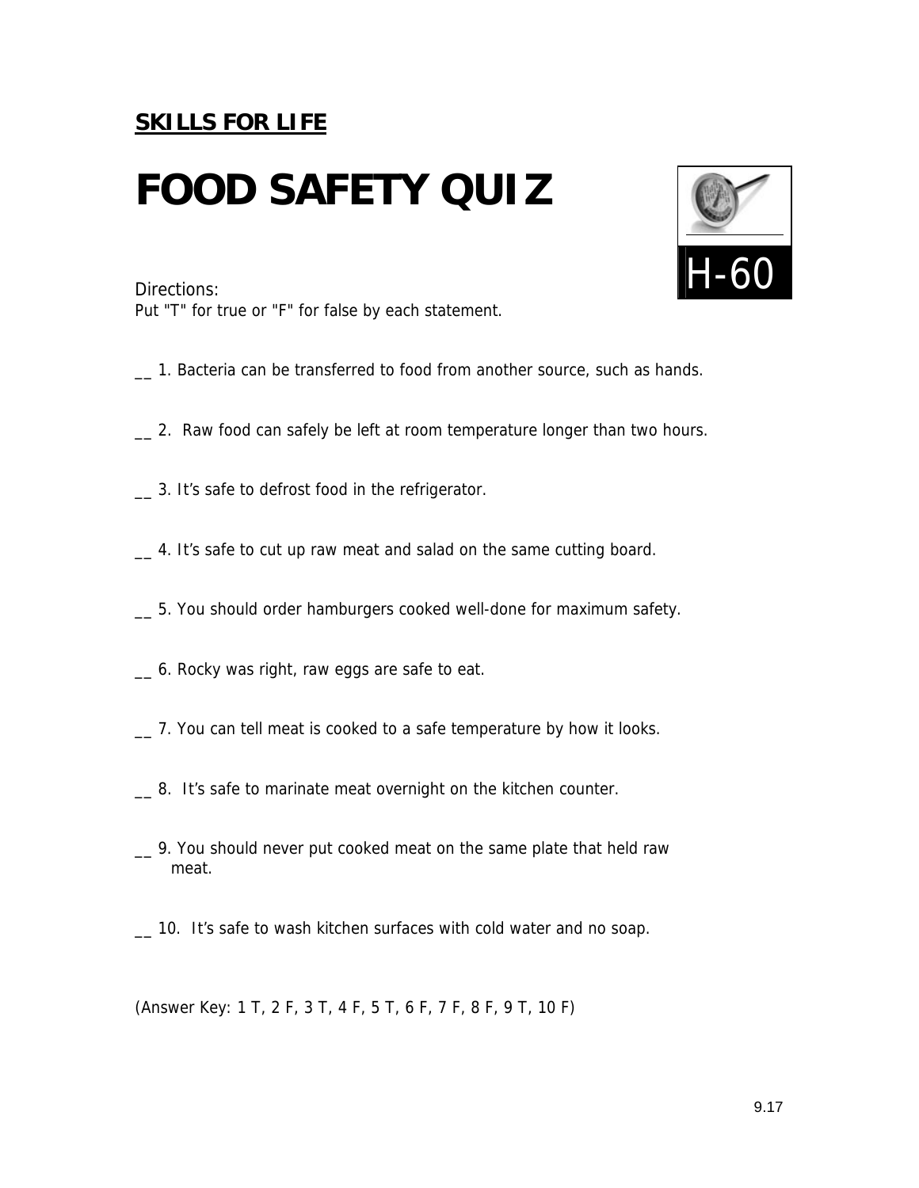**SKILLS FOR LIFE**

# FOOD SAFETY QUIZ

H-60

Directions:
Put "T" for true or "F" for false by each statement.

__ 1. Bacteria can be transferred to food from another source, such as hands.

__ 2. Raw food can safely be left at room temperature longer than two hours.

__ 3. It's safe to defrost food in the refrigerator.

__ 4. It's safe to cut up raw meat and salad on the same cutting board.

__ 5. You should order hamburgers cooked well-done for maximum safety.

__ 6. Rocky was right, raw eggs are safe to eat.

__ 7. You can tell meat is cooked to a safe temperature by how it looks.

__ 8. It's safe to marinate meat overnight on the kitchen counter.

__ 9. You should never put cooked meat on the same plate that held raw meat.

__ 10. It's safe to wash kitchen surfaces with cold water and no soap.

(Answer Key: 1 T, 2 F, 3 T, 4 F, 5 T, 6 F, 7 F, 8 F, 9 T, 10 F)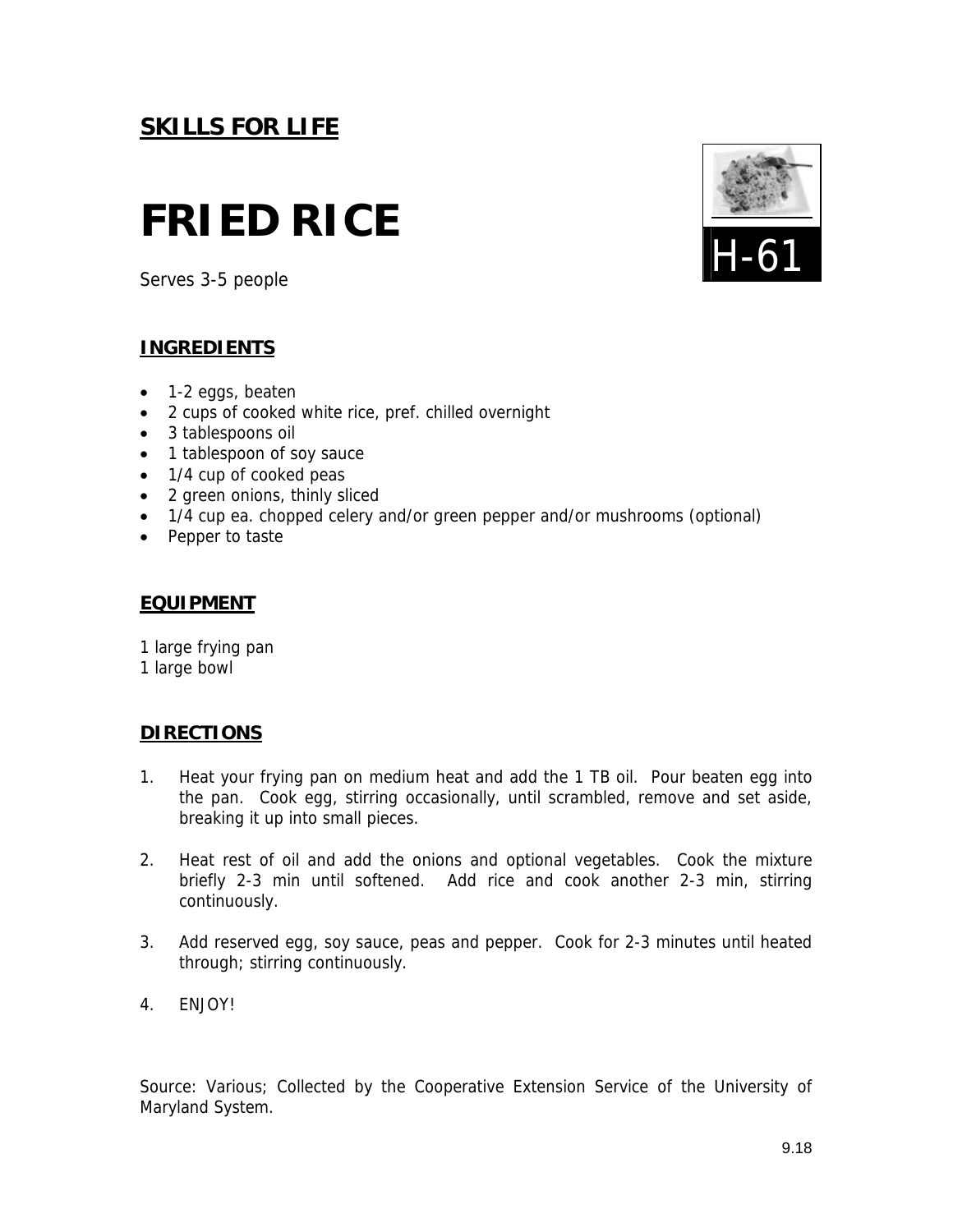## SKILLS FOR LIFE

# FRIED RICE

H-61

Serves 3-5 people

### INGREDIENTS

- 1-2 eggs, beaten
- 2 cups of cooked white rice, pref. chilled overnight
- 3 tablespoons oil
- 1 tablespoon of soy sauce
- 1/4 cup of cooked peas
- 2 green onions, thinly sliced
- 1/4 cup ea. chopped celery and/or green pepper and/or mushrooms (optional)
- Pepper to taste

### EQUIPMENT

1 large frying pan
1 large bowl

### DIRECTIONS

1. Heat your frying pan on medium heat and add the 1 TB oil. Pour beaten egg into the pan. Cook egg, stirring occasionally, until scrambled, remove and set aside, breaking it up into small pieces.

2. Heat rest of oil and add the onions and optional vegetables. Cook the mixture briefly 2-3 min until softened. Add rice and cook another 2-3 min, stirring continuously.

3. Add reserved egg, soy sauce, peas and pepper. Cook for 2-3 minutes until heated through; stirring continuously.

4. ENJOY!

Source: Various; Collected by the Cooperative Extension Service of the University of Maryland System.